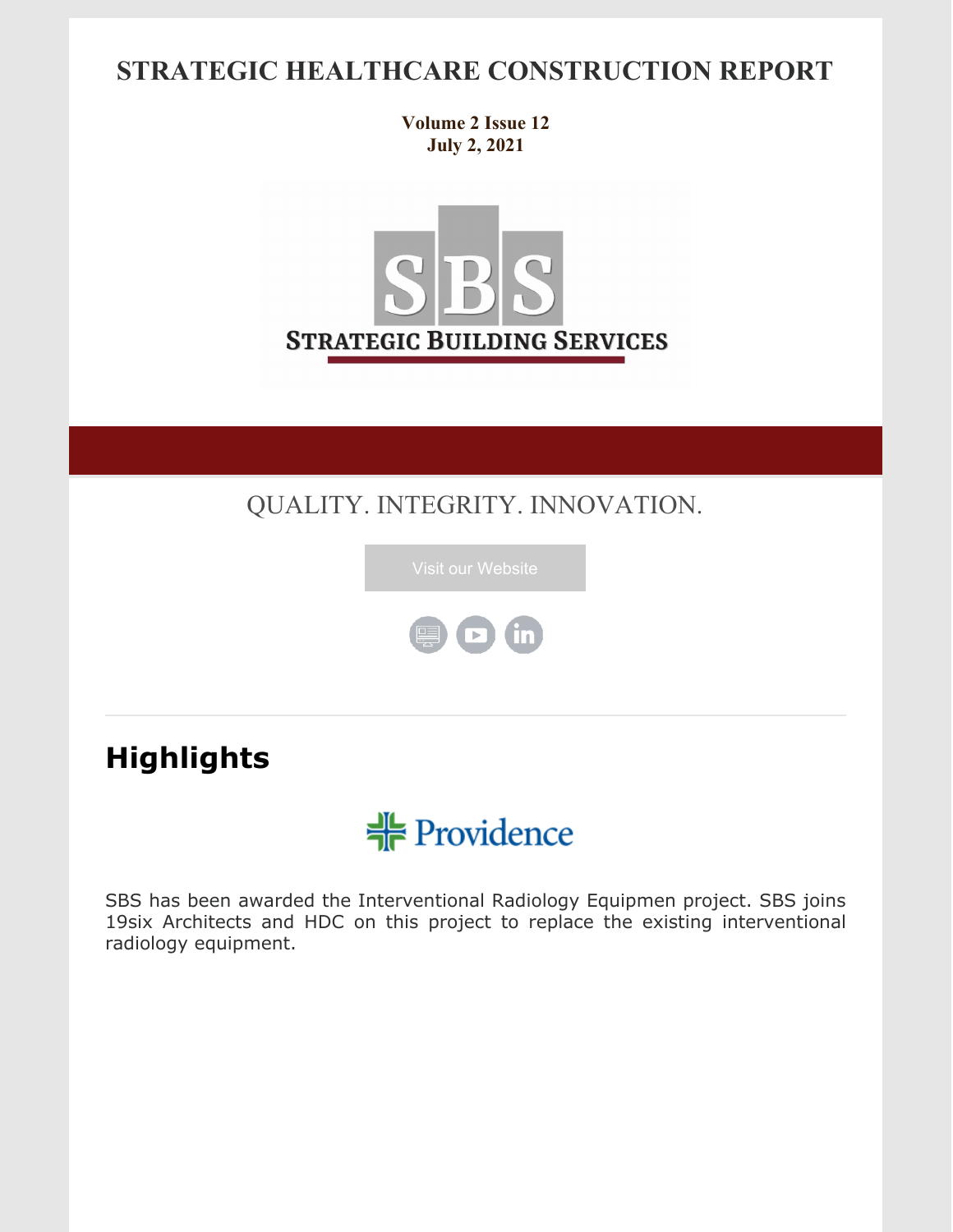# STRATEGIC HEALTHCARE CONSTRUCTION REPORT

**Volume 2 Issue 12**
**July 2, 2021**

SBS
STRATEGIC BUILDING SERVICES

QUALITY. INTEGRITY. INNOVATION.

Visit our Website

## Highlights

Providence

SBS has been awarded the Interventional Radiology Equipmen project. SBS joins 19six Architects and HDC on this project to replace the existing interventional radiology equipment.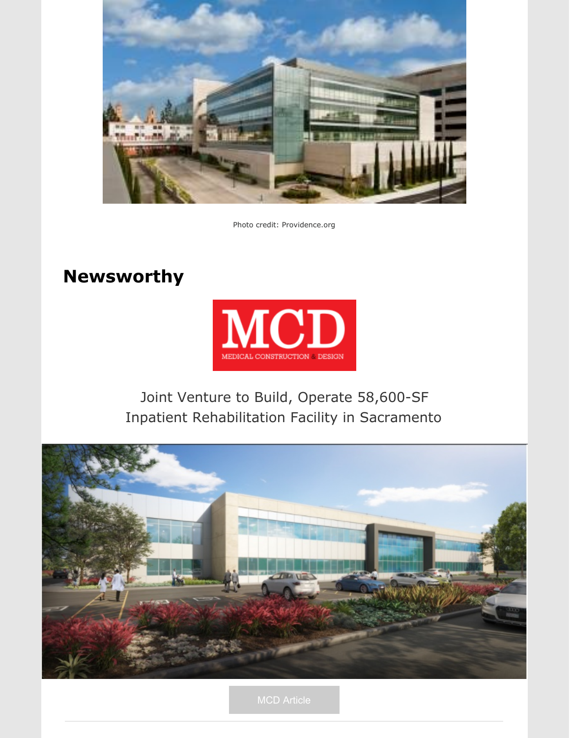Photo credit: Providence.org

## Newsworthy

Joint Venture to Build, Operate 58,600-SF Inpatient Rehabilitation Facility in Sacramento

MCD Article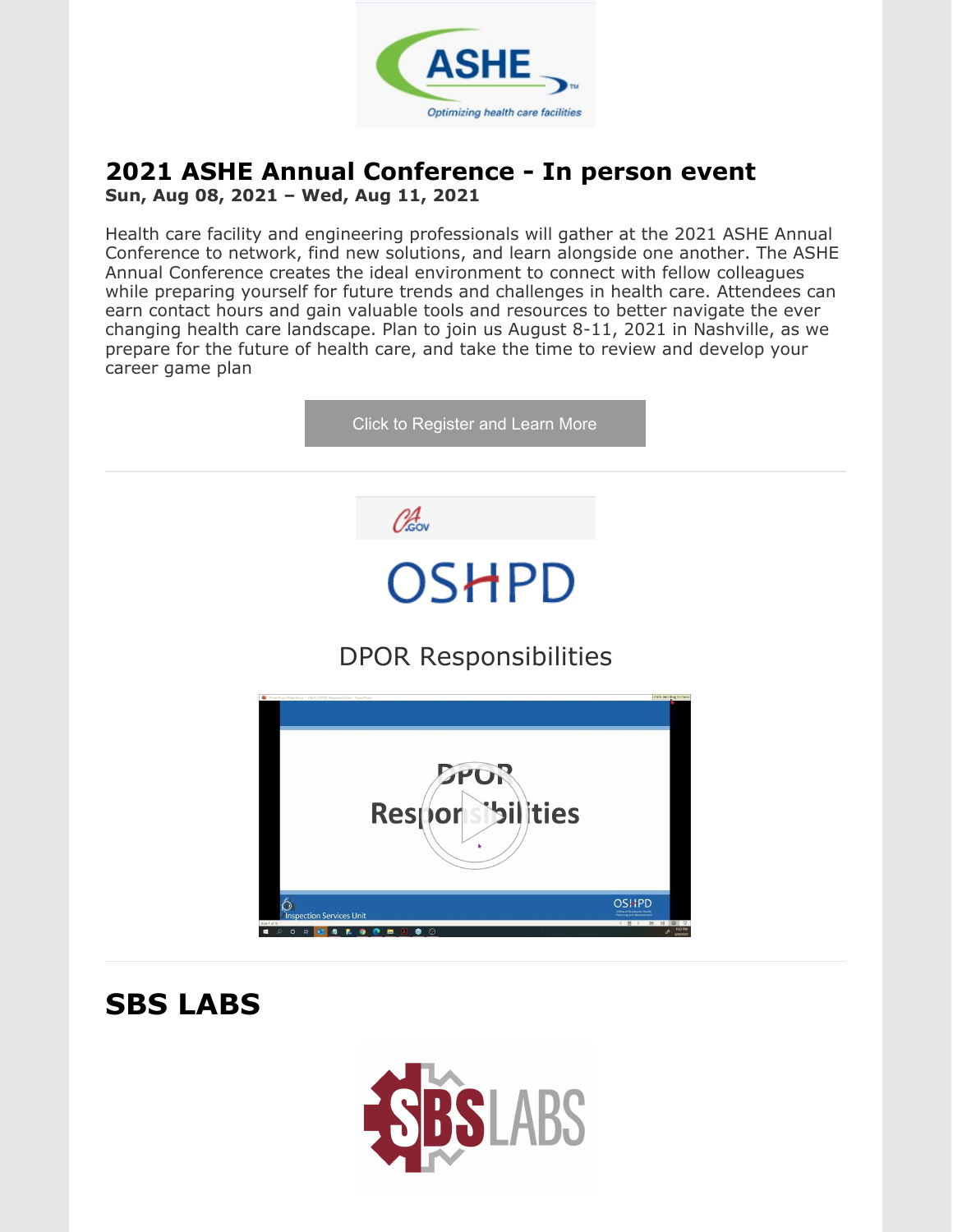## 2021 ASHE Annual Conference - In person event

**Sun, Aug 08, 2021 – Wed, Aug 11, 2021**

Health care facility and engineering professionals will gather at the 2021 ASHE Annual Conference to network, find new solutions, and learn alongside one another. The ASHE Annual Conference creates the ideal environment to connect with fellow colleagues while preparing yourself for future trends and challenges in health care. Attendees can earn contact hours and gain valuable tools and resources to better navigate the ever changing health care landscape. Plan to join us August 8-11, 2021 in Nashville, as we prepare for the future of health care, and take the time to review and develop your career game plan

Click to Register and Learn More

---

OSHPD

DPOR Responsibilities

---

## SBS LABS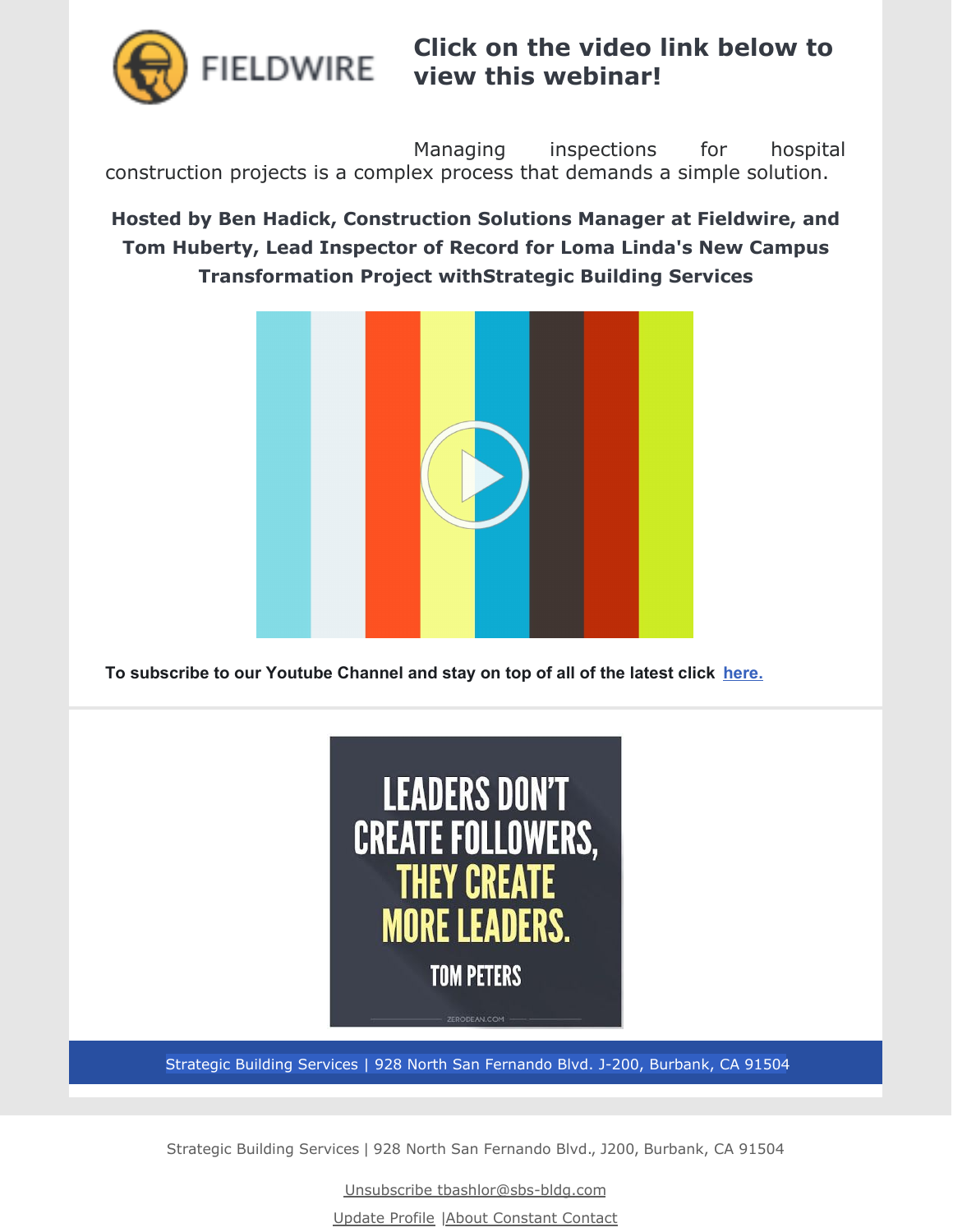## Click on the video link below to view this webinar!

Managing inspections for hospital construction projects is a complex process that demands a simple solution.

**Hosted by Ben Hadick, Construction Solutions Manager at Fieldwire, and Tom Huberty, Lead Inspector of Record for Loma Linda's New Campus Transformation Project withStrategic Building Services**

**To subscribe to our Youtube Channel and stay on top of all of the latest click here.**

Strategic Building Services | 928 North San Fernando Blvd. J-200, Burbank, CA 91504

Strategic Building Services | 928 North San Fernando Blvd., J200, Burbank, CA 91504

Unsubscribe tbashlor@sbs-bldg.com

Update Profile |About Constant Contact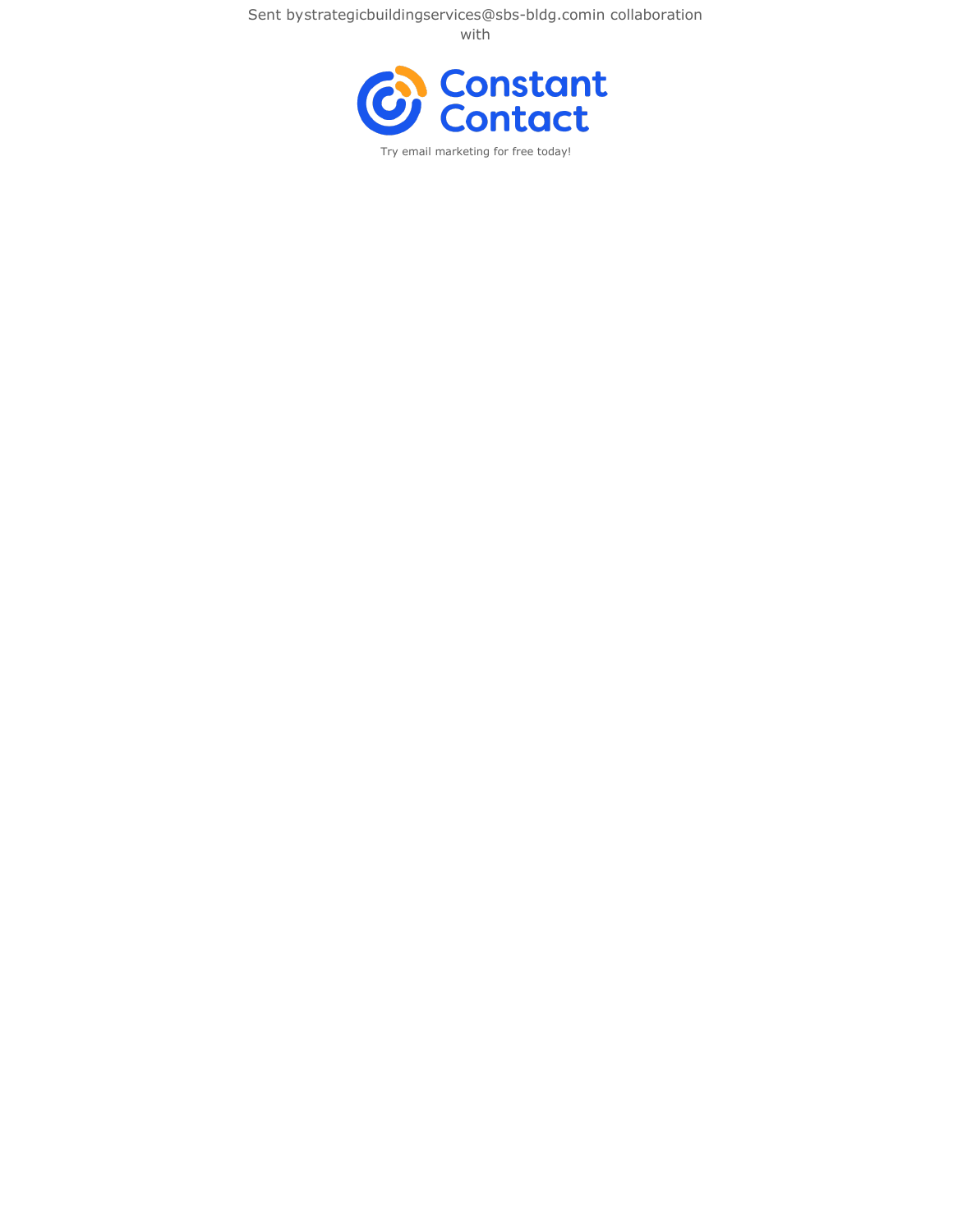Sent bystrategicbuildingservices@sbs-bldg.comin collaboration with

Constant Contact

Try email marketing for free today!